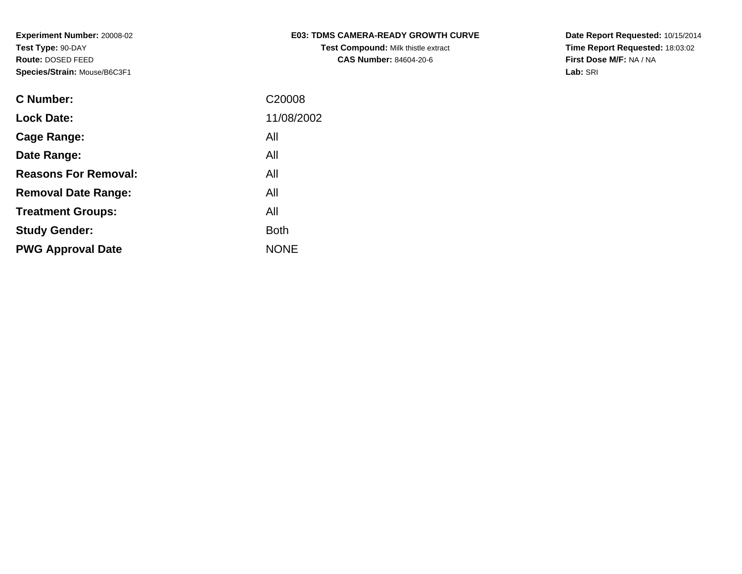**Experiment Number:** 20008-02
**Test Type:** 90-DAY
**Route:** DOSED FEED
**Species/Strain:** Mouse/B6C3F1

**E03: TDMS CAMERA-READY GROWTH CURVE**
**Test Compound:** Milk thistle extract
**CAS Number:** 84604-20-6

**Date Report Requested:** 10/15/2014
**Time Report Requested:** 18:03:02
**First Dose M/F:** NA / NA
**Lab:** SRI

| | |
|---|---|
| **C Number:** | C20008 |
| **Lock Date:** | 11/08/2002 |
| **Cage Range:** | All |
| **Date Range:** | All |
| **Reasons For Removal:** | All |
| **Removal Date Range:** | All |
| **Treatment Groups:** | All |
| **Study Gender:** | Both |
| **PWG Approval Date** | NONE |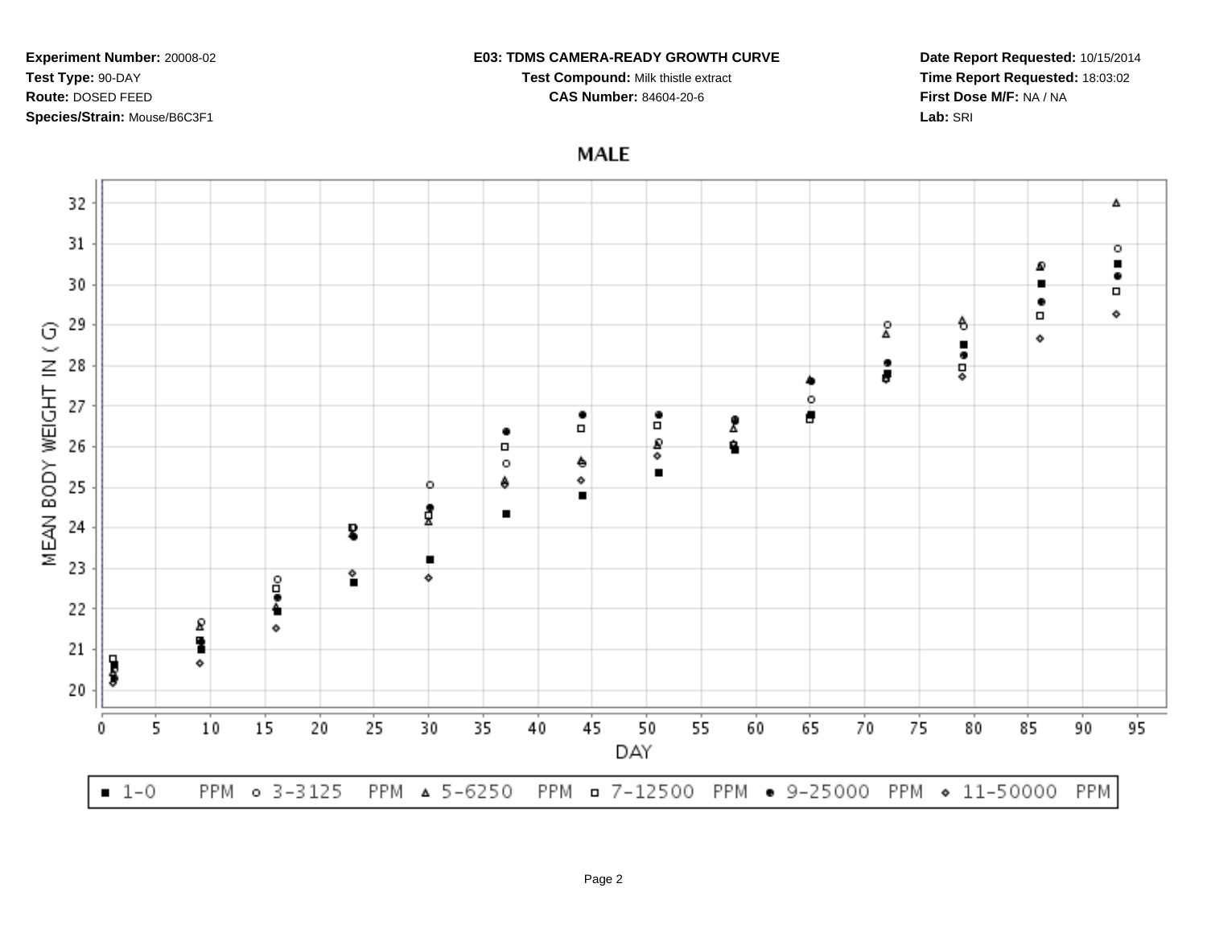**Experiment Number:** 20008-02
**Test Type:** 90-DAY
**Route:** DOSED FEED
**Species/Strain:** Mouse/B6C3F1

**E03: TDMS CAMERA-READY GROWTH CURVE**
**Test Compound:** Milk thistle extract
**CAS Number:** 84604-20-6

**Date Report Requested:** 10/15/2014
**Time Report Requested:** 18:03:02
**First Dose M/F:** NA / NA
**Lab:** SRI

## MALE

MEAN BODY WEIGHT IN ( G)

DAY

■ 1-0 PPM ○ 3-3125 PPM ▵ 5-6250 PPM □ 7-12500 PPM ● 9-25000 PPM ◇ 11-50000 PPM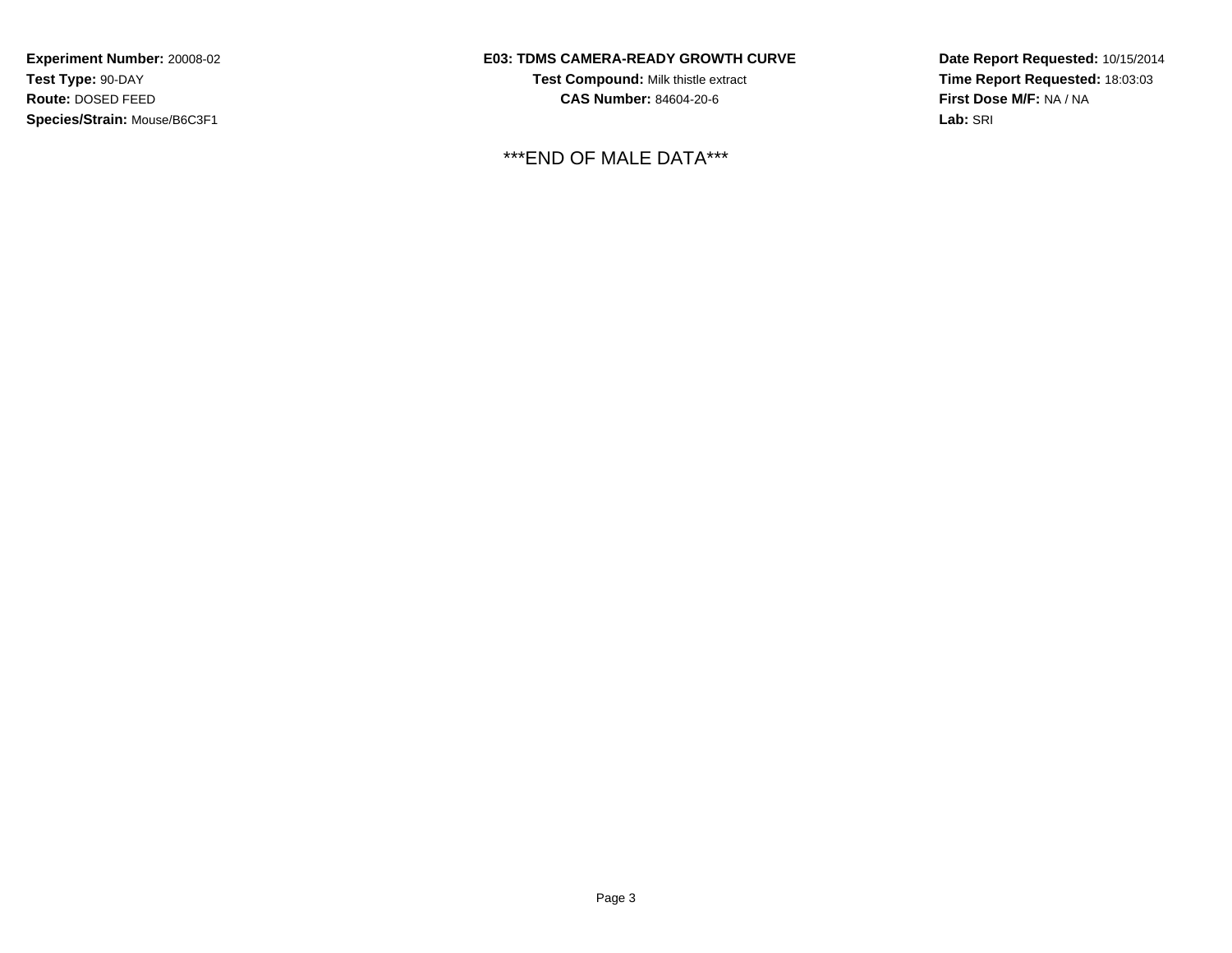**Experiment Number:** 20008-02
**Test Type:** 90-DAY
**Route:** DOSED FEED
**Species/Strain:** Mouse/B6C3F1

**E03: TDMS CAMERA-READY GROWTH CURVE**
**Test Compound:** Milk thistle extract
**CAS Number:** 84604-20-6

**Date Report Requested:** 10/15/2014
**Time Report Requested:** 18:03:03
**First Dose M/F:** NA / NA
**Lab:** SRI

***END OF MALE DATA***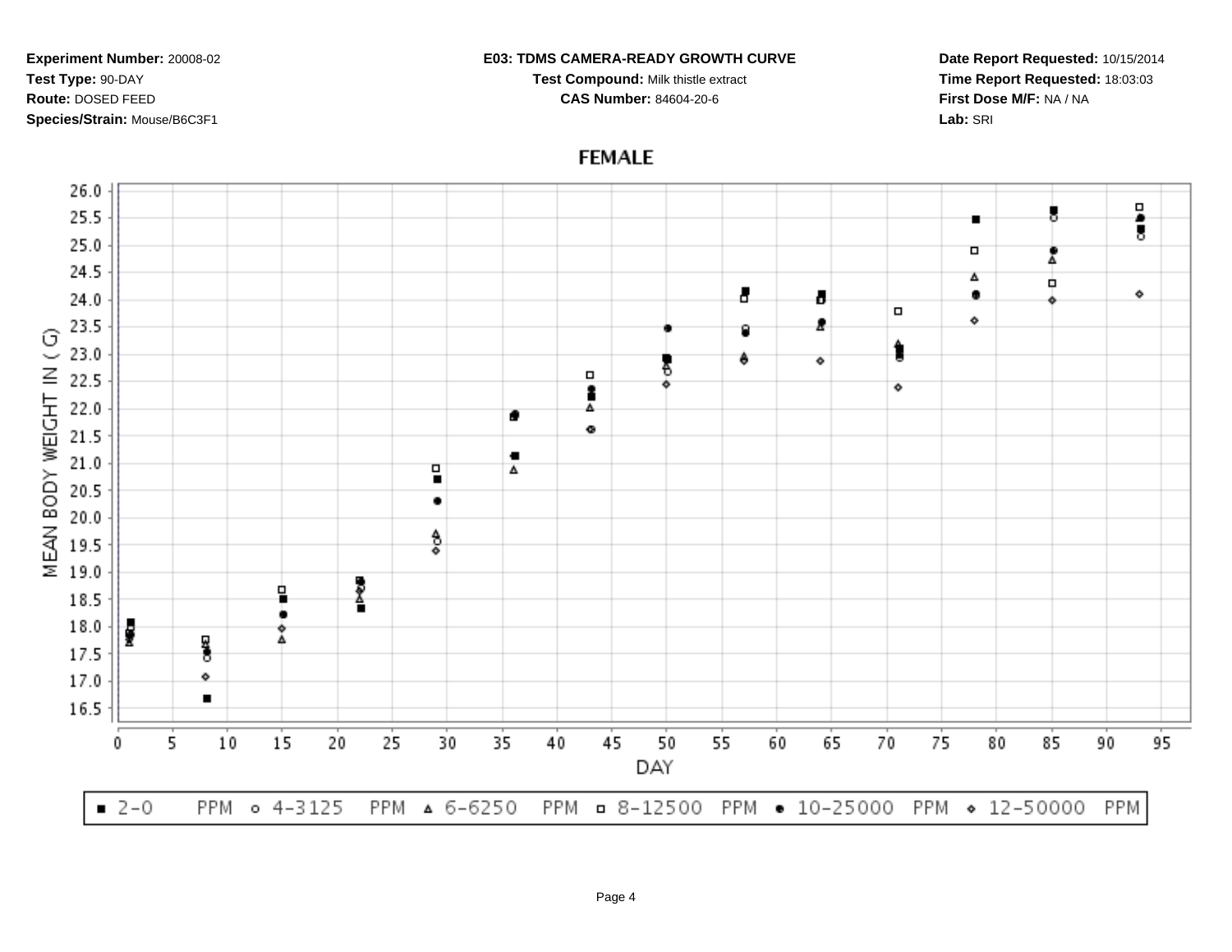**Experiment Number:** 20008-02
**Test Type:** 90-DAY
**Route:** DOSED FEED
**Species/Strain:** Mouse/B6C3F1

**E03: TDMS CAMERA-READY GROWTH CURVE**
**Test Compound:** Milk thistle extract
**CAS Number:** 84604-20-6

**Date Report Requested:** 10/15/2014
**Time Report Requested:** 18:03:03
**First Dose M/F:** NA / NA
**Lab:** SRI

## FEMALE

MEAN BODY WEIGHT IN ( G)

DAY

■ 2-0 PPM ○ 4-3125 PPM △ 6-6250 PPM □ 8-12500 PPM ● 10-25000 PPM ◇ 12-50000 PPM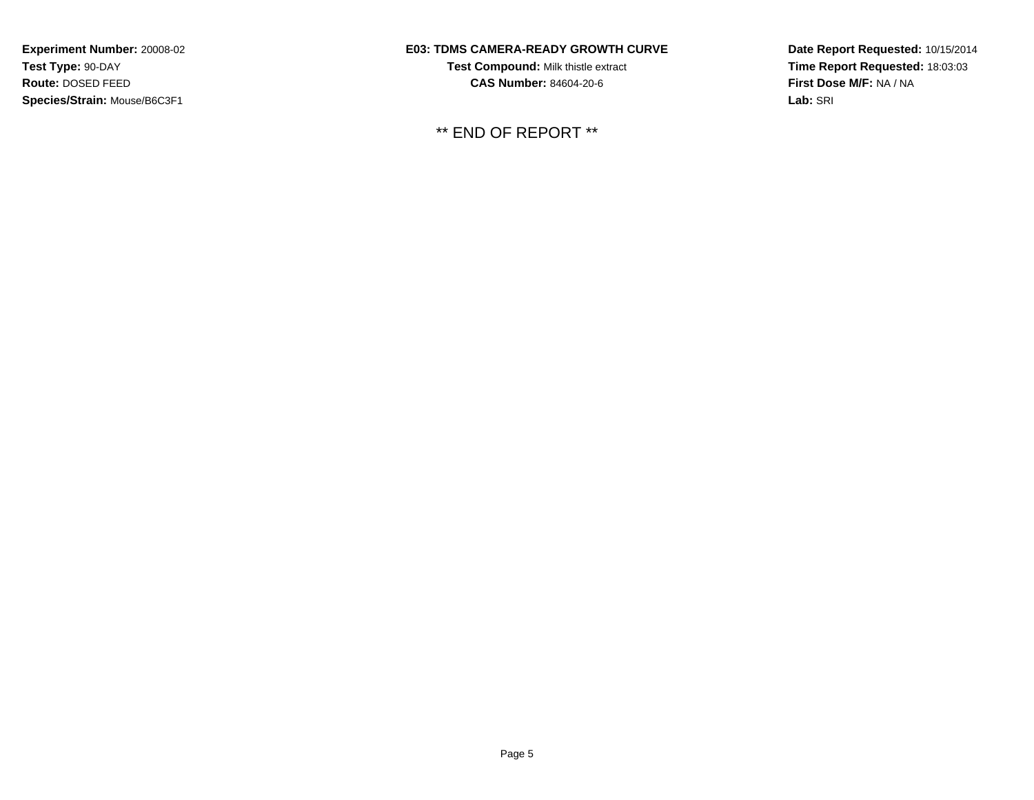**Experiment Number:** 20008-02
**Test Type:** 90-DAY
**Route:** DOSED FEED
**Species/Strain:** Mouse/B6C3F1

**E03: TDMS CAMERA-READY GROWTH CURVE**
**Test Compound:** Milk thistle extract
**CAS Number:** 84604-20-6

**Date Report Requested:** 10/15/2014
**Time Report Requested:** 18:03:03
**First Dose M/F:** NA / NA
**Lab:** SRI

** END OF REPORT **